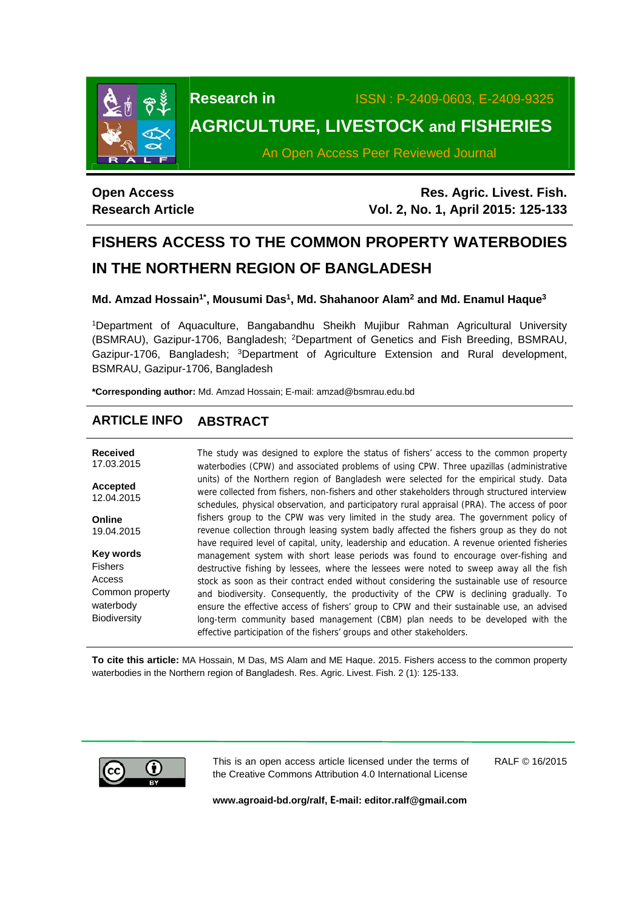**Open Access**
**Research Article**

# FISHERS ACCESS TO THE COMMON PROPERTY WATERBODIES IN THE NORTHERN REGION OF BANGLADESH

**Md. Amzad Hossain[1*], Mousumi Das[1], Md. Shahanoor Alam[2] and Md. Enamul Haque[3]**

[1]Department of Aquaculture, Bangabandhu Sheikh Mujibur Rahman Agricultural University (BSMRAU), Gazipur-1706, Bangladesh; [2]Department of Genetics and Fish Breeding, BSMRAU, Gazipur-1706, Bangladesh; [3]Department of Agriculture Extension and Rural development, BSMRAU, Gazipur-1706, Bangladesh

**\*Corresponding author:** Md. Amzad Hossain; E-mail: amzad@bsmrau.edu.bd

## ARTICLE INFO

**Received**
17.03.2015

**Accepted**
12.04.2015

**Online**
19.04.2015

**Key words**
Fishers
Access
Common property waterbody
Biodiversity

## ABSTRACT

The study was designed to explore the status of fishers' access to the common property waterbodies (CPW) and associated problems of using CPW. Three upazillas (administrative units) of the Northern region of Bangladesh were selected for the empirical study. Data were collected from fishers, non-fishers and other stakeholders through structured interview schedules, physical observation, and participatory rural appraisal (PRA). The access of poor fishers group to the CPW was very limited in the study area. The government policy of revenue collection through leasing system badly affected the fishers group as they do not have required level of capital, unity, leadership and education. A revenue oriented fisheries management system with short lease periods was found to encourage over-fishing and destructive fishing by lessees, where the lessees were noted to sweep away all the fish stock as soon as their contract ended without considering the sustainable use of resource and biodiversity. Consequently, the productivity of the CPW is declining gradually. To ensure the effective access of fishers' group to CPW and their sustainable use, an advised long-term community based management (CBM) plan needs to be developed with the effective participation of the fishers' groups and other stakeholders.

**To cite this article:** MA Hossain, M Das, MS Alam and ME Haque. 2015. Fishers access to the common property waterbodies in the Northern region of Bangladesh. Res. Agric. Livest. Fish. 2 (1): 125-133.

This is an open access article licensed under the terms of the Creative Commons Attribution 4.0 International License

RALF © 16/2015

**www.agroaid-bd.org/ralf, E-mail: editor.ralf@gmail.com**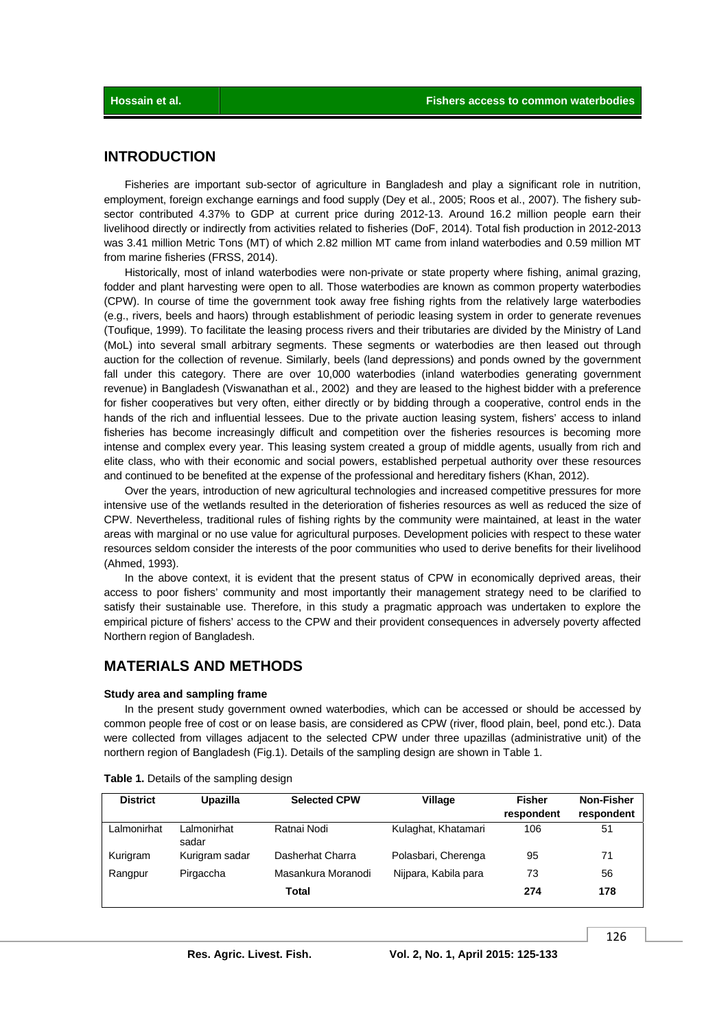## INTRODUCTION

Fisheries are important sub-sector of agriculture in Bangladesh and play a significant role in nutrition, employment, foreign exchange earnings and food supply (Dey et al., 2005; Roos et al., 2007). The fishery sub-sector contributed 4.37% to GDP at current price during 2012-13. Around 16.2 million people earn their livelihood directly or indirectly from activities related to fisheries (DoF, 2014). Total fish production in 2012-2013 was 3.41 million Metric Tons (MT) of which 2.82 million MT came from inland waterbodies and 0.59 million MT from marine fisheries (FRSS, 2014).

Historically, most of inland waterbodies were non-private or state property where fishing, animal grazing, fodder and plant harvesting were open to all. Those waterbodies are known as common property waterbodies (CPW). In course of time the government took away free fishing rights from the relatively large waterbodies (e.g., rivers, beels and haors) through establishment of periodic leasing system in order to generate revenues (Toufique, 1999). To facilitate the leasing process rivers and their tributaries are divided by the Ministry of Land (MoL) into several small arbitrary segments. These segments or waterbodies are then leased out through auction for the collection of revenue. Similarly, beels (land depressions) and ponds owned by the government fall under this category. There are over 10,000 waterbodies (inland waterbodies generating government revenue) in Bangladesh (Viswanathan et al., 2002) and they are leased to the highest bidder with a preference for fisher cooperatives but very often, either directly or by bidding through a cooperative, control ends in the hands of the rich and influential lessees. Due to the private auction leasing system, fishers' access to inland fisheries has become increasingly difficult and competition over the fisheries resources is becoming more intense and complex every year. This leasing system created a group of middle agents, usually from rich and elite class, who with their economic and social powers, established perpetual authority over these resources and continued to be benefited at the expense of the professional and hereditary fishers (Khan, 2012).

Over the years, introduction of new agricultural technologies and increased competitive pressures for more intensive use of the wetlands resulted in the deterioration of fisheries resources as well as reduced the size of CPW. Nevertheless, traditional rules of fishing rights by the community were maintained, at least in the water areas with marginal or no use value for agricultural purposes. Development policies with respect to these water resources seldom consider the interests of the poor communities who used to derive benefits for their livelihood (Ahmed, 1993).

In the above context, it is evident that the present status of CPW in economically deprived areas, their access to poor fishers' community and most importantly their management strategy need to be clarified to satisfy their sustainable use. Therefore, in this study a pragmatic approach was undertaken to explore the empirical picture of fishers' access to the CPW and their provident consequences in adversely poverty affected Northern region of Bangladesh.

## MATERIALS AND METHODS

### Study area and sampling frame

In the present study government owned waterbodies, which can be accessed or should be accessed by common people free of cost or on lease basis, are considered as CPW (river, flood plain, beel, pond etc.). Data were collected from villages adjacent to the selected CPW under three upazillas (administrative unit) of the northern region of Bangladesh (Fig.1). Details of the sampling design are shown in Table 1.

**Table 1.** Details of the sampling design

| District | Upazilla | Selected CPW | Village | Fisher respondent | Non-Fisher respondent |
|---|---|---|---|---|---|
| Lalmonirhat | Lalmonirhat sadar | Ratnai Nodi | Kulaghat, Khatamari | 106 | 51 |
| Kurigram | Kurigram sadar | Dasherhat Charra | Polasbari, Cherenga | 95 | 71 |
| Rangpur | Pirgaccha | Masankura Moranodi | Nijpara, Kabila para | 73 | 56 |
| | | **Total** | | **274** | **178** |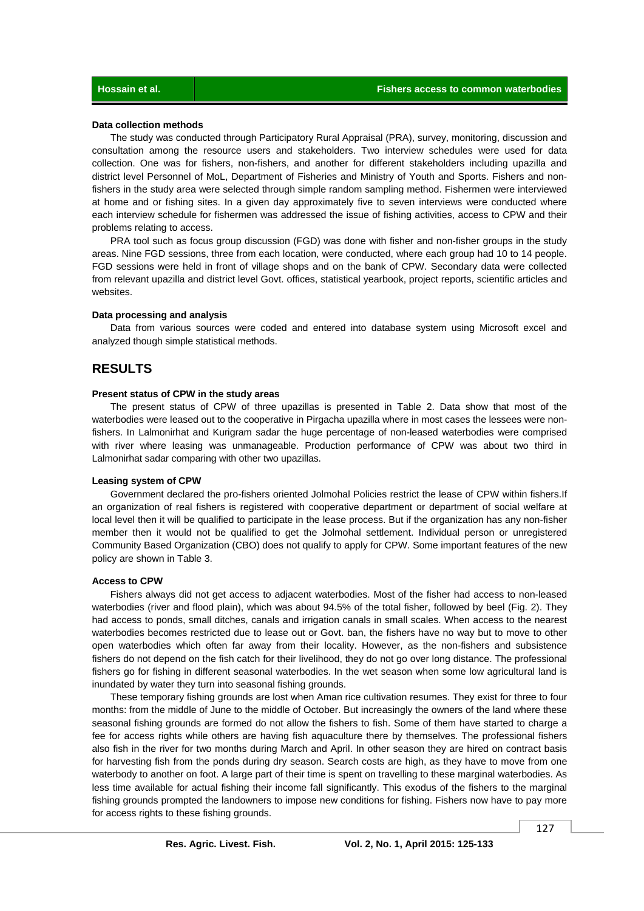#### Data collection methods

The study was conducted through Participatory Rural Appraisal (PRA), survey, monitoring, discussion and consultation among the resource users and stakeholders. Two interview schedules were used for data collection. One was for fishers, non-fishers, and another for different stakeholders including upazilla and district level Personnel of MoL, Department of Fisheries and Ministry of Youth and Sports. Fishers and non-fishers in the study area were selected through simple random sampling method. Fishermen were interviewed at home and or fishing sites. In a given day approximately five to seven interviews were conducted where each interview schedule for fishermen was addressed the issue of fishing activities, access to CPW and their problems relating to access.

PRA tool such as focus group discussion (FGD) was done with fisher and non-fisher groups in the study areas. Nine FGD sessions, three from each location, were conducted, where each group had 10 to 14 people. FGD sessions were held in front of village shops and on the bank of CPW. Secondary data were collected from relevant upazilla and district level Govt. offices, statistical yearbook, project reports, scientific articles and websites.

#### Data processing and analysis

Data from various sources were coded and entered into database system using Microsoft excel and analyzed though simple statistical methods.

## RESULTS

#### Present status of CPW in the study areas

The present status of CPW of three upazillas is presented in Table 2. Data show that most of the waterbodies were leased out to the cooperative in Pirgacha upazilla where in most cases the lessees were non-fishers. In Lalmonirhat and Kurigram sadar the huge percentage of non-leased waterbodies were comprised with river where leasing was unmanageable. Production performance of CPW was about two third in Lalmonirhat sadar comparing with other two upazillas.

#### Leasing system of CPW

Government declared the pro-fishers oriented Jolmohal Policies restrict the lease of CPW within fishers.If an organization of real fishers is registered with cooperative department or department of social welfare at local level then it will be qualified to participate in the lease process. But if the organization has any non-fisher member then it would not be qualified to get the Jolmohal settlement. Individual person or unregistered Community Based Organization (CBO) does not qualify to apply for CPW. Some important features of the new policy are shown in Table 3.

#### Access to CPW

Fishers always did not get access to adjacent waterbodies. Most of the fisher had access to non-leased waterbodies (river and flood plain), which was about 94.5% of the total fisher, followed by beel (Fig. 2). They had access to ponds, small ditches, canals and irrigation canals in small scales. When access to the nearest waterbodies becomes restricted due to lease out or Govt. ban, the fishers have no way but to move to other open waterbodies which often far away from their locality. However, as the non-fishers and subsistence fishers do not depend on the fish catch for their livelihood, they do not go over long distance. The professional fishers go for fishing in different seasonal waterbodies. In the wet season when some low agricultural land is inundated by water they turn into seasonal fishing grounds.

These temporary fishing grounds are lost when Aman rice cultivation resumes. They exist for three to four months: from the middle of June to the middle of October. But increasingly the owners of the land where these seasonal fishing grounds are formed do not allow the fishers to fish. Some of them have started to charge a fee for access rights while others are having fish aquaculture there by themselves. The professional fishers also fish in the river for two months during March and April. In other season they are hired on contract basis for harvesting fish from the ponds during dry season. Search costs are high, as they have to move from one waterbody to another on foot. A large part of their time is spent on travelling to these marginal waterbodies. As less time available for actual fishing their income fall significantly. This exodus of the fishers to the marginal fishing grounds prompted the landowners to impose new conditions for fishing. Fishers now have to pay more for access rights to these fishing grounds.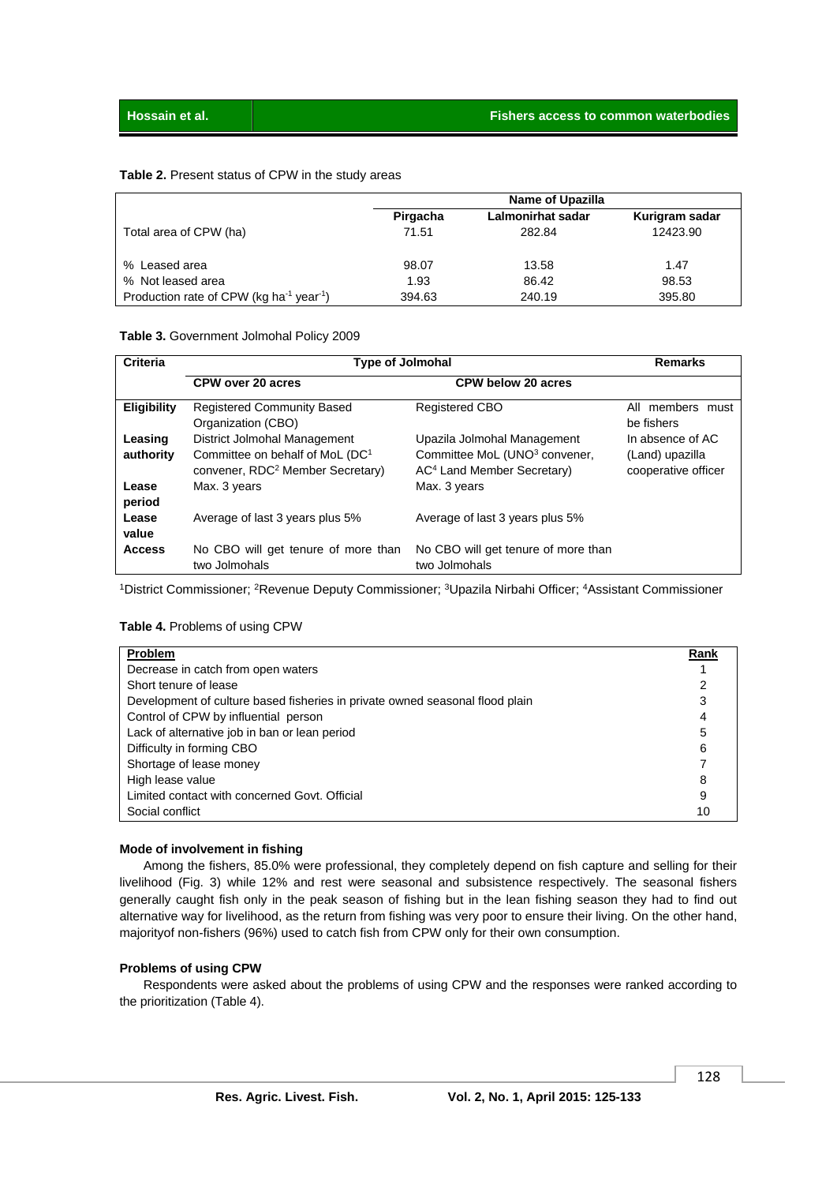**Table 2.** Present status of CPW in the study areas

| | Name of Upazilla | | |
|---|---|---|---|
| | Pirgacha | Lalmonirhat sadar | Kurigram sadar |
| Total area of CPW (ha) | 71.51 | 282.84 | 12423.90 |
| % Leased area | 98.07 | 13.58 | 1.47 |
| % Not leased area | 1.93 | 86.42 | 98.53 |
| Production rate of CPW (kg $ha^{-1}$ $year^{-1}$) | 394.63 | 240.19 | 395.80 |

**Table 3.** Government Jolmohal Policy 2009

| Criteria | Type of Jolmohal | | Remarks |
|---|---|---|---|
| | CPW over 20 acres | CPW below 20 acres | |
| **Eligibility** | Registered Community Based Organization (CBO) | Registered CBO | All members must be fishers |
| **Leasing authority** | District Jolmohal Management Committee on behalf of MoL (DC[1] convener, RDC[2] Member Secretary) | Upazila Jolmohal Management Committee MoL (UNO[3] convener, AC[4] Land Member Secretary) | In absence of AC (Land) upazilla cooperative officer |
| **Lease period** | Max. 3 years | Max. 3 years | |
| **Lease value** | Average of last 3 years plus 5% | Average of last 3 years plus 5% | |
| **Access** | No CBO will get tenure of more than two Jolmohals | No CBO will get tenure of more than two Jolmohals | |

[1]District Commissioner; [2]Revenue Deputy Commissioner; [3]Upazila Nirbahi Officer; [4]Assistant Commissioner

**Table 4.** Problems of using CPW

| Problem | Rank |
|---|---|
| Decrease in catch from open waters | 1 |
| Short tenure of lease | 2 |
| Development of culture based fisheries in private owned seasonal flood plain | 3 |
| Control of CPW by influential person | 4 |
| Lack of alternative job in ban or lean period | 5 |
| Difficulty in forming CBO | 6 |
| Shortage of lease money | 7 |
| High lease value | 8 |
| Limited contact with concerned Govt. Official | 9 |
| Social conflict | 10 |

### Mode of involvement in fishing

Among the fishers, 85.0% were professional, they completely depend on fish capture and selling for their livelihood (Fig. 3) while 12% and rest were seasonal and subsistence respectively. The seasonal fishers generally caught fish only in the peak season of fishing but in the lean fishing season they had to find out alternative way for livelihood, as the return from fishing was very poor to ensure their living. On the other hand, majorityof non-fishers (96%) used to catch fish from CPW only for their own consumption.

### Problems of using CPW

Respondents were asked about the problems of using CPW and the responses were ranked according to the prioritization (Table 4).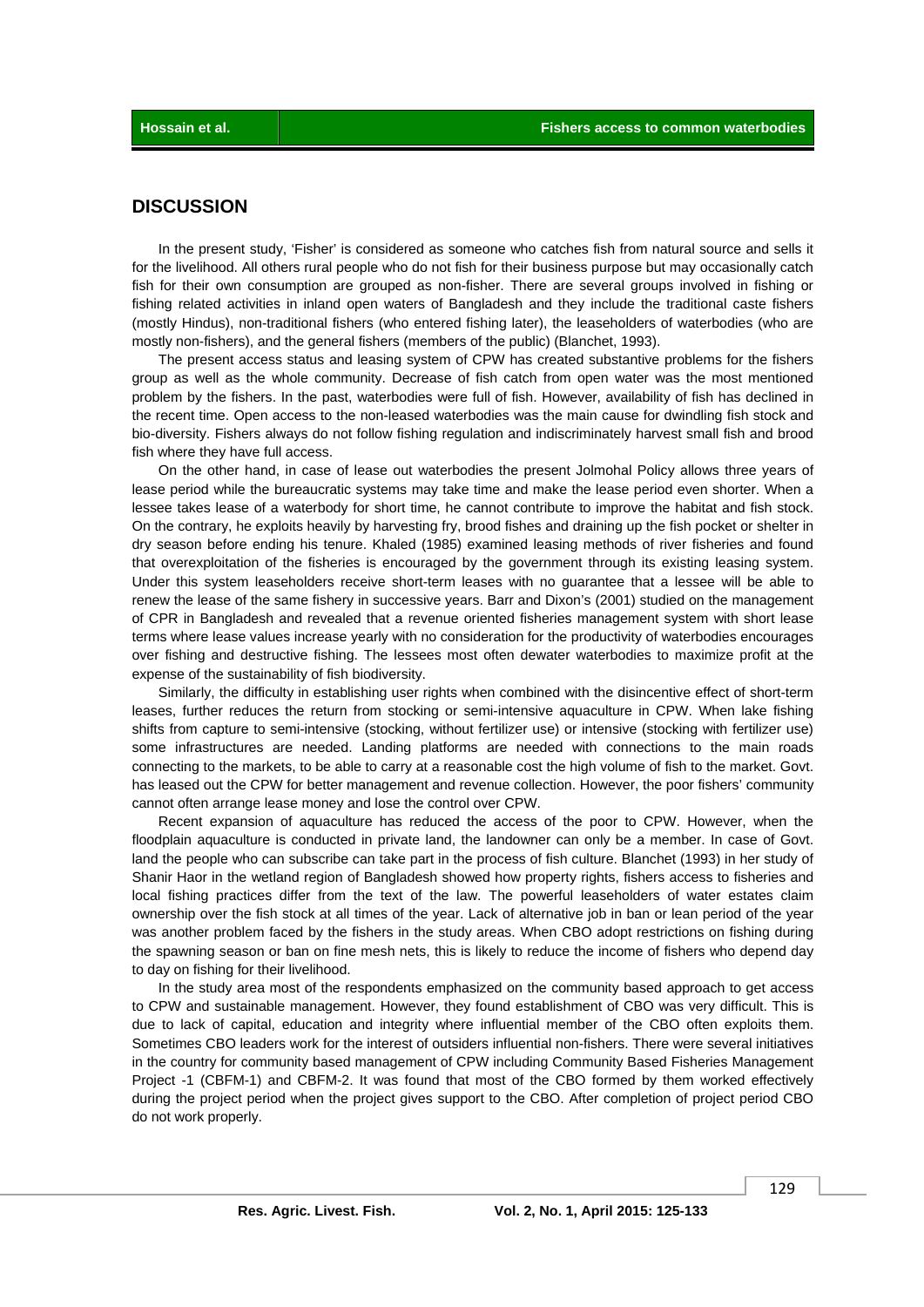## DISCUSSION

In the present study, 'Fisher' is considered as someone who catches fish from natural source and sells it for the livelihood. All others rural people who do not fish for their business purpose but may occasionally catch fish for their own consumption are grouped as non-fisher. There are several groups involved in fishing or fishing related activities in inland open waters of Bangladesh and they include the traditional caste fishers (mostly Hindus), non-traditional fishers (who entered fishing later), the leaseholders of waterbodies (who are mostly non-fishers), and the general fishers (members of the public) (Blanchet, 1993).

The present access status and leasing system of CPW has created substantive problems for the fishers group as well as the whole community. Decrease of fish catch from open water was the most mentioned problem by the fishers. In the past, waterbodies were full of fish. However, availability of fish has declined in the recent time. Open access to the non-leased waterbodies was the main cause for dwindling fish stock and bio-diversity. Fishers always do not follow fishing regulation and indiscriminately harvest small fish and brood fish where they have full access.

On the other hand, in case of lease out waterbodies the present Jolmohal Policy allows three years of lease period while the bureaucratic systems may take time and make the lease period even shorter. When a lessee takes lease of a waterbody for short time, he cannot contribute to improve the habitat and fish stock. On the contrary, he exploits heavily by harvesting fry, brood fishes and draining up the fish pocket or shelter in dry season before ending his tenure. Khaled (1985) examined leasing methods of river fisheries and found that overexploitation of the fisheries is encouraged by the government through its existing leasing system. Under this system leaseholders receive short-term leases with no guarantee that a lessee will be able to renew the lease of the same fishery in successive years. Barr and Dixon's (2001) studied on the management of CPR in Bangladesh and revealed that a revenue oriented fisheries management system with short lease terms where lease values increase yearly with no consideration for the productivity of waterbodies encourages over fishing and destructive fishing. The lessees most often dewater waterbodies to maximize profit at the expense of the sustainability of fish biodiversity.

Similarly, the difficulty in establishing user rights when combined with the disincentive effect of short-term leases, further reduces the return from stocking or semi-intensive aquaculture in CPW. When lake fishing shifts from capture to semi-intensive (stocking, without fertilizer use) or intensive (stocking with fertilizer use) some infrastructures are needed. Landing platforms are needed with connections to the main roads connecting to the markets, to be able to carry at a reasonable cost the high volume of fish to the market. Govt. has leased out the CPW for better management and revenue collection. However, the poor fishers' community cannot often arrange lease money and lose the control over CPW.

Recent expansion of aquaculture has reduced the access of the poor to CPW. However, when the floodplain aquaculture is conducted in private land, the landowner can only be a member. In case of Govt. land the people who can subscribe can take part in the process of fish culture. Blanchet (1993) in her study of Shanir Haor in the wetland region of Bangladesh showed how property rights, fishers access to fisheries and local fishing practices differ from the text of the law. The powerful leaseholders of water estates claim ownership over the fish stock at all times of the year. Lack of alternative job in ban or lean period of the year was another problem faced by the fishers in the study areas. When CBO adopt restrictions on fishing during the spawning season or ban on fine mesh nets, this is likely to reduce the income of fishers who depend day to day on fishing for their livelihood.

In the study area most of the respondents emphasized on the community based approach to get access to CPW and sustainable management. However, they found establishment of CBO was very difficult. This is due to lack of capital, education and integrity where influential member of the CBO often exploits them. Sometimes CBO leaders work for the interest of outsiders influential non-fishers. There were several initiatives in the country for community based management of CPW including Community Based Fisheries Management Project -1 (CBFM-1) and CBFM-2. It was found that most of the CBO formed by them worked effectively during the project period when the project gives support to the CBO. After completion of project period CBO do not work properly.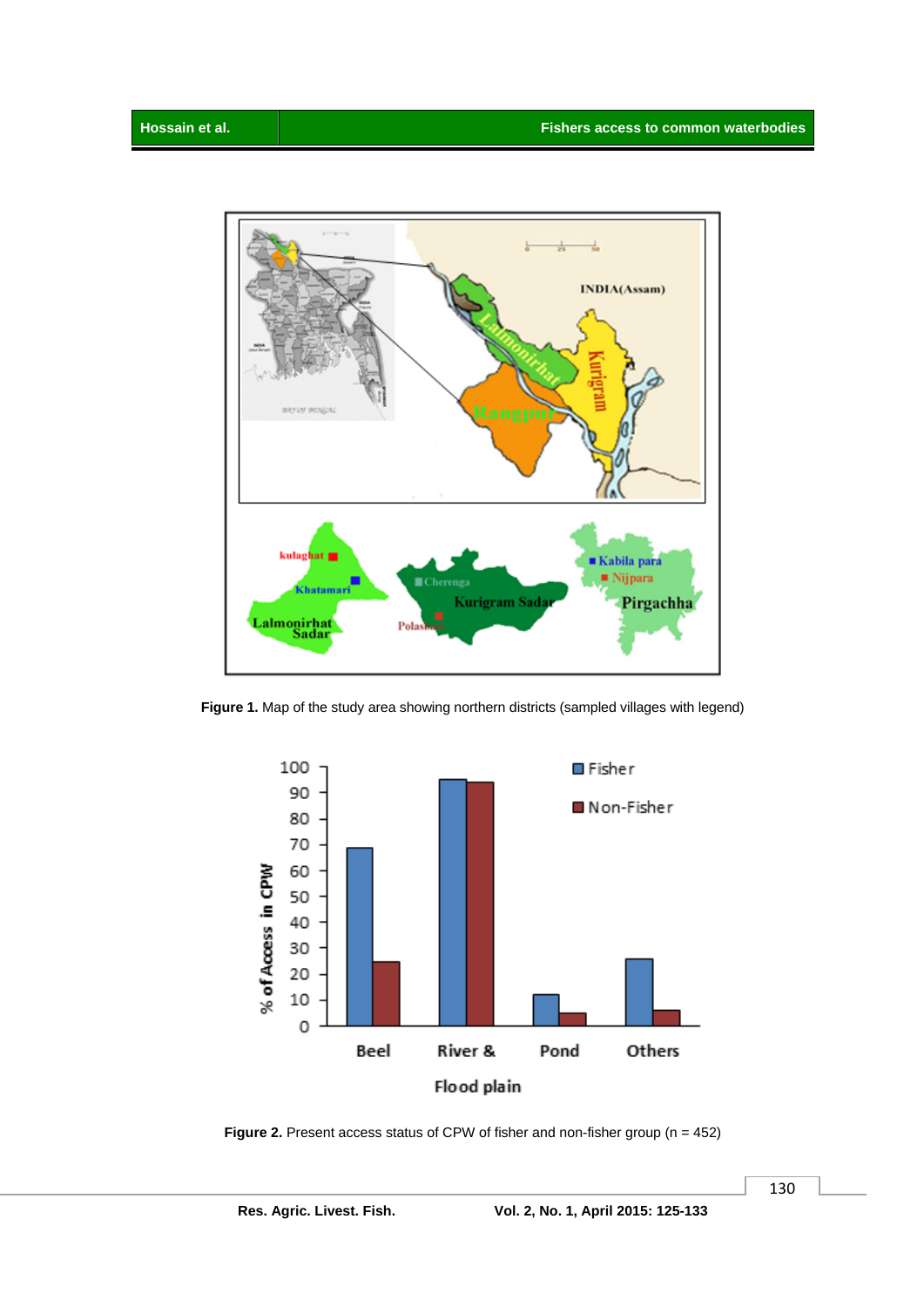**Figure 1.** Map of the study area showing northern districts (sampled villages with legend)

**Figure 2.** Present access status of CPW of fisher and non-fisher group (n = 452)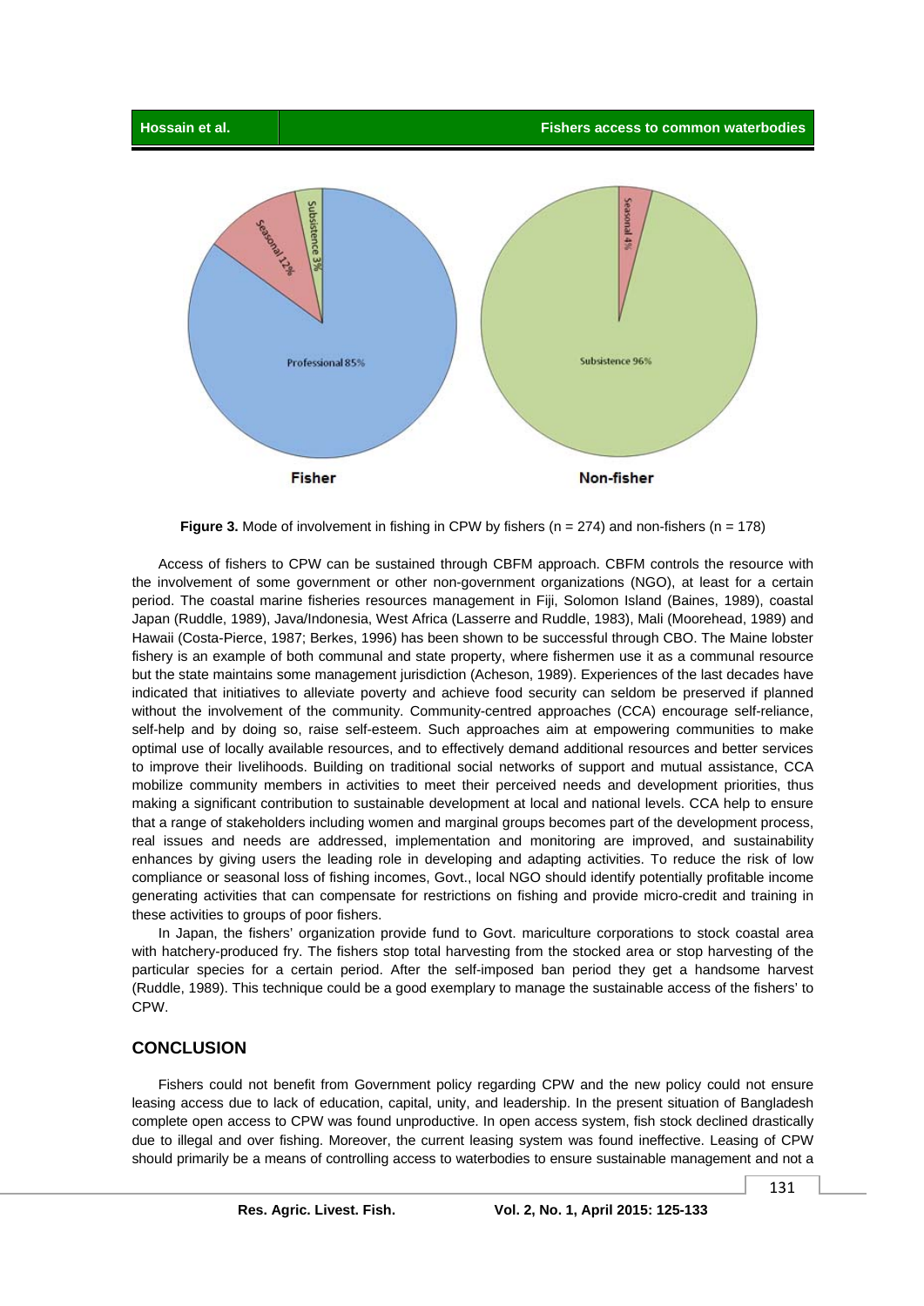Figure 3. Mode of involvement in fishing in CPW by fishers (n = 274) and non-fishers (n = 178)

Access of fishers to CPW can be sustained through CBFM approach. CBFM controls the resource with the involvement of some government or other non-government organizations (NGO), at least for a certain period. The coastal marine fisheries resources management in Fiji, Solomon Island (Baines, 1989), coastal Japan (Ruddle, 1989), Java/Indonesia, West Africa (Lasserre and Ruddle, 1983), Mali (Moorehead, 1989) and Hawaii (Costa-Pierce, 1987; Berkes, 1996) has been shown to be successful through CBO. The Maine lobster fishery is an example of both communal and state property, where fishermen use it as a communal resource but the state maintains some management jurisdiction (Acheson, 1989). Experiences of the last decades have indicated that initiatives to alleviate poverty and achieve food security can seldom be preserved if planned without the involvement of the community. Community-centred approaches (CCA) encourage self-reliance, self-help and by doing so, raise self-esteem. Such approaches aim at empowering communities to make optimal use of locally available resources, and to effectively demand additional resources and better services to improve their livelihoods. Building on traditional social networks of support and mutual assistance, CCA mobilize community members in activities to meet their perceived needs and development priorities, thus making a significant contribution to sustainable development at local and national levels. CCA help to ensure that a range of stakeholders including women and marginal groups becomes part of the development process, real issues and needs are addressed, implementation and monitoring are improved, and sustainability enhances by giving users the leading role in developing and adapting activities. To reduce the risk of low compliance or seasonal loss of fishing incomes, Govt., local NGO should identify potentially profitable income generating activities that can compensate for restrictions on fishing and provide micro-credit and training in these activities to groups of poor fishers.

In Japan, the fishers' organization provide fund to Govt. mariculture corporations to stock coastal area with hatchery-produced fry. The fishers stop total harvesting from the stocked area or stop harvesting of the particular species for a certain period. After the self-imposed ban period they get a handsome harvest (Ruddle, 1989). This technique could be a good exemplary to manage the sustainable access of the fishers' to CPW.

## CONCLUSION

Fishers could not benefit from Government policy regarding CPW and the new policy could not ensure leasing access due to lack of education, capital, unity, and leadership. In the present situation of Bangladesh complete open access to CPW was found unproductive. In open access system, fish stock declined drastically due to illegal and over fishing. Moreover, the current leasing system was found ineffective. Leasing of CPW should primarily be a means of controlling access to waterbodies to ensure sustainable management and not a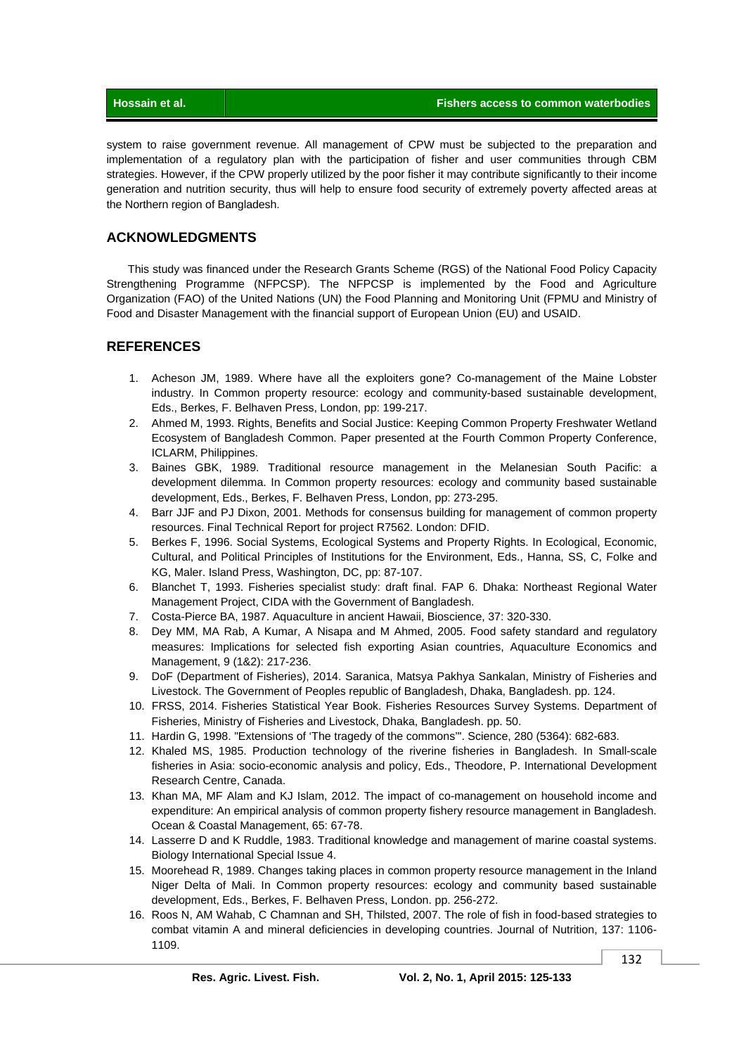system to raise government revenue. All management of CPW must be subjected to the preparation and implementation of a regulatory plan with the participation of fisher and user communities through CBM strategies. However, if the CPW properly utilized by the poor fisher it may contribute significantly to their income generation and nutrition security, thus will help to ensure food security of extremely poverty affected areas at the Northern region of Bangladesh.

## ACKNOWLEDGMENTS

This study was financed under the Research Grants Scheme (RGS) of the National Food Policy Capacity Strengthening Programme (NFPCSP). The NFPCSP is implemented by the Food and Agriculture Organization (FAO) of the United Nations (UN) the Food Planning and Monitoring Unit (FPMU and Ministry of Food and Disaster Management with the financial support of European Union (EU) and USAID.

## REFERENCES

1. Acheson JM, 1989. Where have all the exploiters gone? Co-management of the Maine Lobster industry. In Common property resource: ecology and community-based sustainable development, Eds., Berkes, F. Belhaven Press, London, pp: 199-217.
2. Ahmed M, 1993. Rights, Benefits and Social Justice: Keeping Common Property Freshwater Wetland Ecosystem of Bangladesh Common. Paper presented at the Fourth Common Property Conference, ICLARM, Philippines.
3. Baines GBK, 1989. Traditional resource management in the Melanesian South Pacific: a development dilemma. In Common property resources: ecology and community based sustainable development, Eds., Berkes, F. Belhaven Press, London, pp: 273-295.
4. Barr JJF and PJ Dixon, 2001. Methods for consensus building for management of common property resources. Final Technical Report for project R7562. London: DFID.
5. Berkes F, 1996. Social Systems, Ecological Systems and Property Rights. In Ecological, Economic, Cultural, and Political Principles of Institutions for the Environment, Eds., Hanna, SS, C, Folke and KG, Maler. Island Press, Washington, DC, pp: 87-107.
6. Blanchet T, 1993. Fisheries specialist study: draft final. FAP 6. Dhaka: Northeast Regional Water Management Project, CIDA with the Government of Bangladesh.
7. Costa-Pierce BA, 1987. Aquaculture in ancient Hawaii, Bioscience, 37: 320-330.
8. Dey MM, MA Rab, A Kumar, A Nisapa and M Ahmed, 2005. Food safety standard and regulatory measures: Implications for selected fish exporting Asian countries, Aquaculture Economics and Management, 9 (1&2): 217-236.
9. DoF (Department of Fisheries), 2014. Saranica, Matsya Pakhya Sankalan, Ministry of Fisheries and Livestock. The Government of Peoples republic of Bangladesh, Dhaka, Bangladesh. pp. 124.
10. FRSS, 2014. Fisheries Statistical Year Book. Fisheries Resources Survey Systems. Department of Fisheries, Ministry of Fisheries and Livestock, Dhaka, Bangladesh. pp. 50.
11. Hardin G, 1998. "Extensions of 'The tragedy of the commons'". Science, 280 (5364): 682-683.
12. Khaled MS, 1985. Production technology of the riverine fisheries in Bangladesh. In Small-scale fisheries in Asia: socio-economic analysis and policy, Eds., Theodore, P. International Development Research Centre, Canada.
13. Khan MA, MF Alam and KJ Islam, 2012. The impact of co-management on household income and expenditure: An empirical analysis of common property fishery resource management in Bangladesh. Ocean & Coastal Management, 65: 67-78.
14. Lasserre D and K Ruddle, 1983. Traditional knowledge and management of marine coastal systems. Biology International Special Issue 4.
15. Moorehead R, 1989. Changes taking places in common property resource management in the Inland Niger Delta of Mali. In Common property resources: ecology and community based sustainable development, Eds., Berkes, F. Belhaven Press, London. pp. 256-272.
16. Roos N, AM Wahab, C Chamnan and SH, Thilsted, 2007. The role of fish in food-based strategies to combat vitamin A and mineral deficiencies in developing countries. Journal of Nutrition, 137: 1106-1109.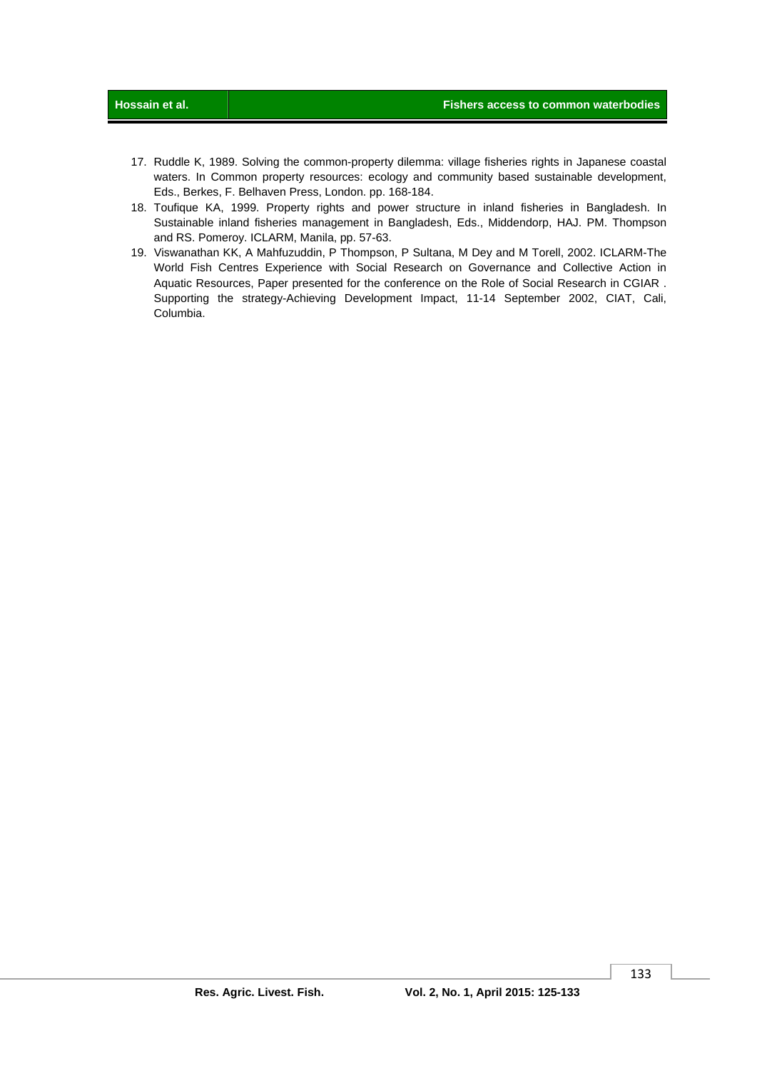17. Ruddle K, 1989. Solving the common-property dilemma: village fisheries rights in Japanese coastal waters. In Common property resources: ecology and community based sustainable development, Eds., Berkes, F. Belhaven Press, London. pp. 168-184.
18. Toufique KA, 1999. Property rights and power structure in inland fisheries in Bangladesh. In Sustainable inland fisheries management in Bangladesh, Eds., Middendorp, HAJ. PM. Thompson and RS. Pomeroy. ICLARM, Manila, pp. 57-63.
19. Viswanathan KK, A Mahfuzuddin, P Thompson, P Sultana, M Dey and M Torell, 2002. ICLARM-The World Fish Centres Experience with Social Research on Governance and Collective Action in Aquatic Resources, Paper presented for the conference on the Role of Social Research in CGIAR . Supporting the strategy-Achieving Development Impact, 11-14 September 2002, CIAT, Cali, Columbia.